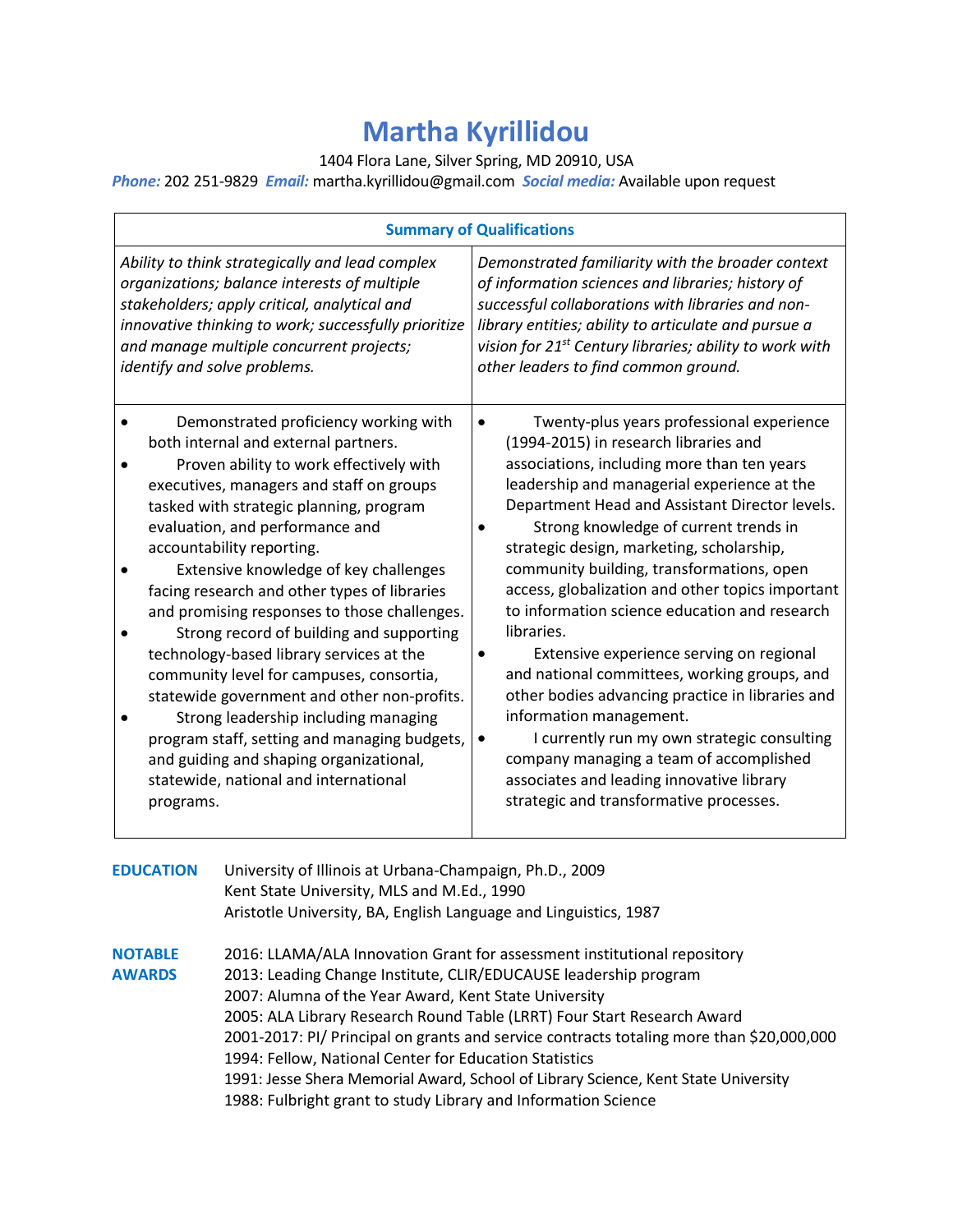# Martha Kyrillidou

1404 Flora Lane, Silver Spring, MD 20910, USA

***Phone:*** 202 251-9829 ***Email:*** martha.kyrillidou@gmail.com ***Social media:*** Available upon request

## Summary of Qualifications

*Ability to think strategically and lead complex organizations; balance interests of multiple stakeholders; apply critical, analytical and innovative thinking to work; successfully prioritize and manage multiple concurrent projects; identify and solve problems.*

*Demonstrated familiarity with the broader context of information sciences and libraries; history of successful collaborations with libraries and non-library entities; ability to articulate and pursue a vision for 21st Century libraries; ability to work with other leaders to find common ground.*

- Demonstrated proficiency working with both internal and external partners.
- Proven ability to work effectively with executives, managers and staff on groups tasked with strategic planning, program evaluation, and performance and accountability reporting.
- Extensive knowledge of key challenges facing research and other types of libraries and promising responses to those challenges.
- Strong record of building and supporting technology-based library services at the community level for campuses, consortia, statewide government and other non-profits.
- Strong leadership including managing program staff, setting and managing budgets, and guiding and shaping organizational, statewide, national and international programs.

- Twenty-plus years professional experience (1994-2015) in research libraries and associations, including more than ten years leadership and managerial experience at the Department Head and Assistant Director levels.
- Strong knowledge of current trends in strategic design, marketing, scholarship, community building, transformations, open access, globalization and other topics important to information science education and research libraries.
- Extensive experience serving on regional and national committees, working groups, and other bodies advancing practice in libraries and information management.
- I currently run my own strategic consulting company managing a team of accomplished associates and leading innovative library strategic and transformative processes.

## EDUCATION

University of Illinois at Urbana-Champaign, Ph.D., 2009
Kent State University, MLS and M.Ed., 1990
Aristotle University, BA, English Language and Linguistics, 1987

## NOTABLE AWARDS

2016: LLAMA/ALA Innovation Grant for assessment institutional repository
2013: Leading Change Institute, CLIR/EDUCAUSE leadership program
2007: Alumna of the Year Award, Kent State University
2005: ALA Library Research Round Table (LRRT) Four Start Research Award
2001-2017: PI/ Principal on grants and service contracts totaling more than $20,000,000
1994: Fellow, National Center for Education Statistics
1991: Jesse Shera Memorial Award, School of Library Science, Kent State University
1988: Fulbright grant to study Library and Information Science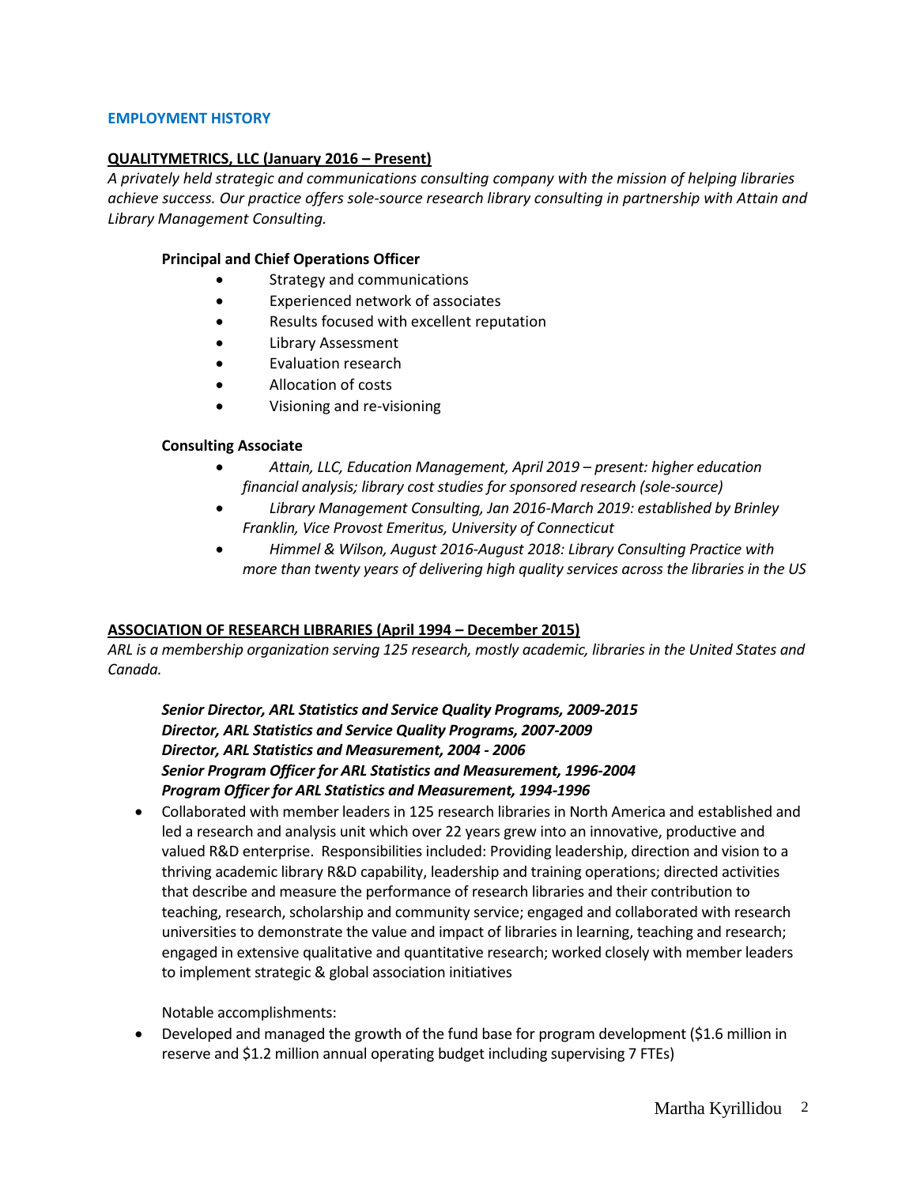## EMPLOYMENT HISTORY

### QUALITYMETRICS, LLC (January 2016 – Present)

*A privately held strategic and communications consulting company with the mission of helping libraries achieve success. Our practice offers sole-source research library consulting in partnership with Attain and Library Management Consulting.*

**Principal and Chief Operations Officer**

- Strategy and communications
- Experienced network of associates
- Results focused with excellent reputation
- Library Assessment
- Evaluation research
- Allocation of costs
- Visioning and re-visioning

**Consulting Associate**

- *Attain, LLC, Education Management, April 2019 – present: higher education financial analysis; library cost studies for sponsored research (sole-source)*
- *Library Management Consulting, Jan 2016-March 2019: established by Brinley Franklin, Vice Provost Emeritus, University of Connecticut*
- *Himmel & Wilson, August 2016-August 2018: Library Consulting Practice with more than twenty years of delivering high quality services across the libraries in the US*

### ASSOCIATION OF RESEARCH LIBRARIES (April 1994 – December 2015)

*ARL is a membership organization serving 125 research, mostly academic, libraries in the United States and Canada.*

***Senior Director, ARL Statistics and Service Quality Programs, 2009-2015***
***Director, ARL Statistics and Service Quality Programs, 2007-2009***
***Director, ARL Statistics and Measurement, 2004 - 2006***
***Senior Program Officer for ARL Statistics and Measurement, 1996-2004***
***Program Officer for ARL Statistics and Measurement, 1994-1996***

- Collaborated with member leaders in 125 research libraries in North America and established and led a research and analysis unit which over 22 years grew into an innovative, productive and valued R&D enterprise. Responsibilities included: Providing leadership, direction and vision to a thriving academic library R&D capability, leadership and training operations; directed activities that describe and measure the performance of research libraries and their contribution to teaching, research, scholarship and community service; engaged and collaborated with research universities to demonstrate the value and impact of libraries in learning, teaching and research; engaged in extensive qualitative and quantitative research; worked closely with member leaders to implement strategic & global association initiatives

Notable accomplishments:

- Developed and managed the growth of the fund base for program development ($1.6 million in reserve and $1.2 million annual operating budget including supervising 7 FTEs)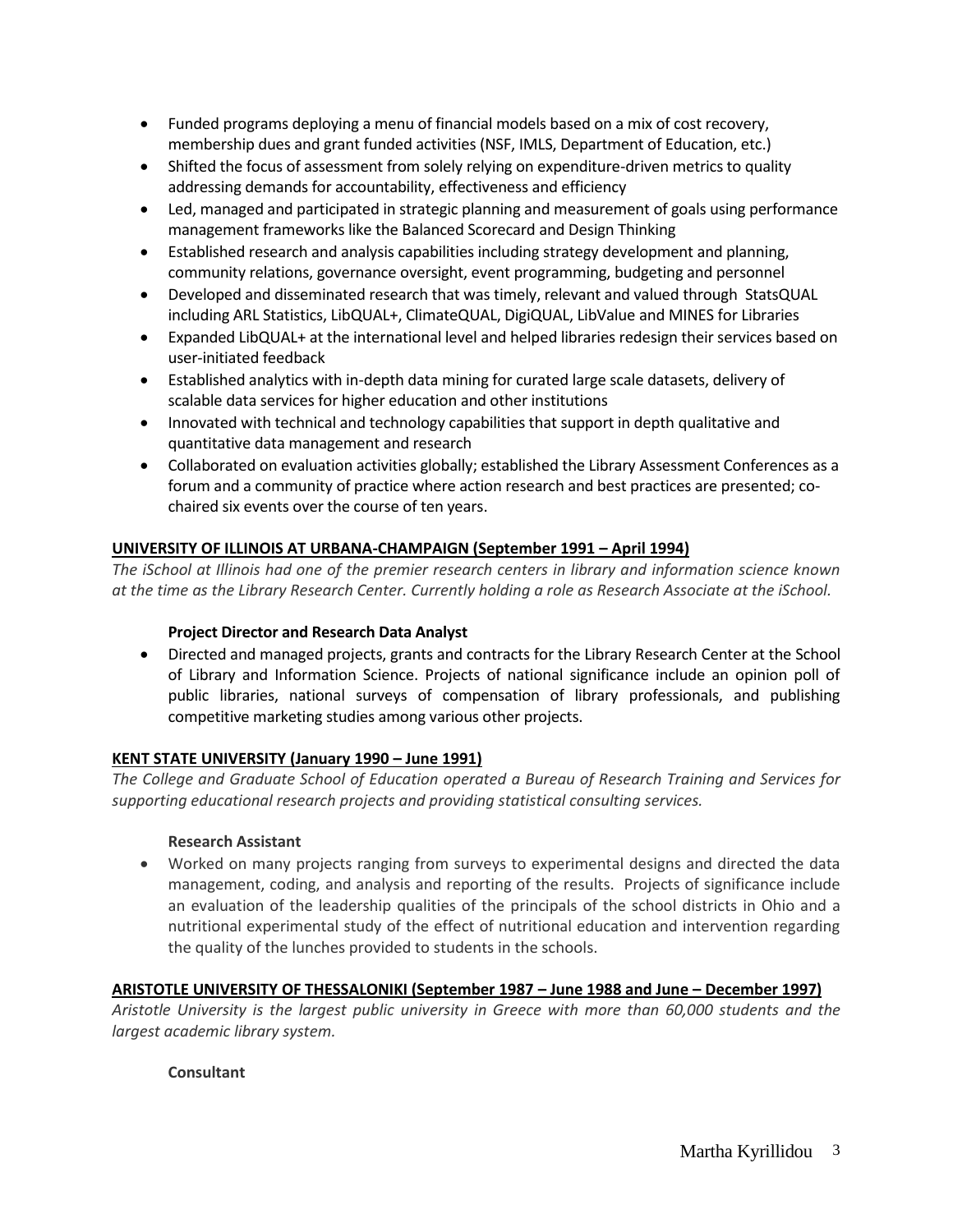- Funded programs deploying a menu of financial models based on a mix of cost recovery, membership dues and grant funded activities (NSF, IMLS, Department of Education, etc.)
- Shifted the focus of assessment from solely relying on expenditure-driven metrics to quality addressing demands for accountability, effectiveness and efficiency
- Led, managed and participated in strategic planning and measurement of goals using performance management frameworks like the Balanced Scorecard and Design Thinking
- Established research and analysis capabilities including strategy development and planning, community relations, governance oversight, event programming, budgeting and personnel
- Developed and disseminated research that was timely, relevant and valued through StatsQUAL including ARL Statistics, LibQUAL+, ClimateQUAL, DigiQUAL, LibValue and MINES for Libraries
- Expanded LibQUAL+ at the international level and helped libraries redesign their services based on user-initiated feedback
- Established analytics with in-depth data mining for curated large scale datasets, delivery of scalable data services for higher education and other institutions
- Innovated with technical and technology capabilities that support in depth qualitative and quantitative data management and research
- Collaborated on evaluation activities globally; established the Library Assessment Conferences as a forum and a community of practice where action research and best practices are presented; co-chaired six events over the course of ten years.

**UNIVERSITY OF ILLINOIS AT URBANA-CHAMPAIGN (September 1991 – April 1994)**

*The iSchool at Illinois had one of the premier research centers in library and information science known at the time as the Library Research Center. Currently holding a role as Research Associate at the iSchool.*

**Project Director and Research Data Analyst**

- Directed and managed projects, grants and contracts for the Library Research Center at the School of Library and Information Science. Projects of national significance include an opinion poll of public libraries, national surveys of compensation of library professionals, and publishing competitive marketing studies among various other projects.

**KENT STATE UNIVERSITY (January 1990 – June 1991)**

*The College and Graduate School of Education operated a Bureau of Research Training and Services for supporting educational research projects and providing statistical consulting services.*

**Research Assistant**

- Worked on many projects ranging from surveys to experimental designs and directed the data management, coding, and analysis and reporting of the results. Projects of significance include an evaluation of the leadership qualities of the principals of the school districts in Ohio and a nutritional experimental study of the effect of nutritional education and intervention regarding the quality of the lunches provided to students in the schools.

**ARISTOTLE UNIVERSITY OF THESSALONIKI (September 1987 – June 1988 and June – December 1997)**

*Aristotle University is the largest public university in Greece with more than 60,000 students and the largest academic library system.*

**Consultant**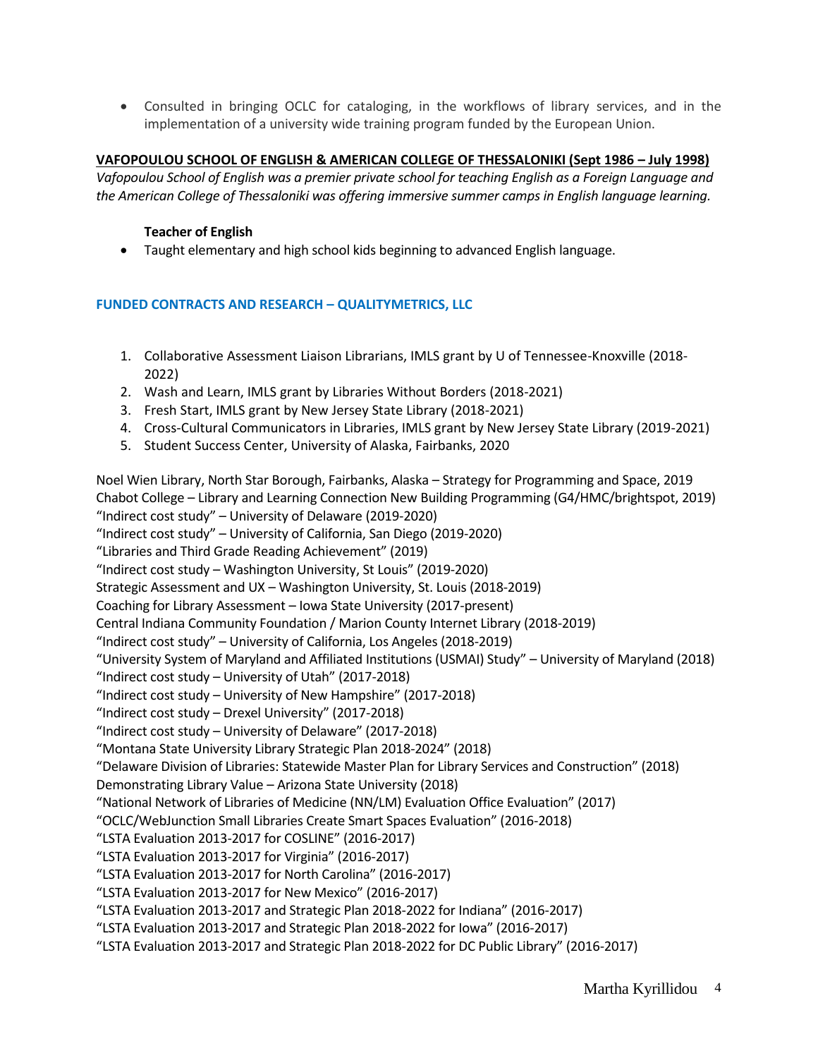- Consulted in bringing OCLC for cataloging, in the workflows of library services, and in the implementation of a university wide training program funded by the European Union.

**VAFOPOULOU SCHOOL OF ENGLISH & AMERICAN COLLEGE OF THESSALONIKI (Sept 1986 – July 1998)**

*Vafopoulou School of English was a premier private school for teaching English as a Foreign Language and the American College of Thessaloniki was offering immersive summer camps in English language learning.*

**Teacher of English**

- Taught elementary and high school kids beginning to advanced English language.

## FUNDED CONTRACTS AND RESEARCH – QUALITYMETRICS, LLC

1. Collaborative Assessment Liaison Librarians, IMLS grant by U of Tennessee-Knoxville (2018-2022)
2. Wash and Learn, IMLS grant by Libraries Without Borders (2018-2021)
3. Fresh Start, IMLS grant by New Jersey State Library (2018-2021)
4. Cross-Cultural Communicators in Libraries, IMLS grant by New Jersey State Library (2019-2021)
5. Student Success Center, University of Alaska, Fairbanks, 2020

Noel Wien Library, North Star Borough, Fairbanks, Alaska – Strategy for Programming and Space, 2019
Chabot College – Library and Learning Connection New Building Programming (G4/HMC/brightspot, 2019)
"Indirect cost study" – University of Delaware (2019-2020)
"Indirect cost study" – University of California, San Diego (2019-2020)
"Libraries and Third Grade Reading Achievement" (2019)
"Indirect cost study – Washington University, St Louis" (2019-2020)
Strategic Assessment and UX – Washington University, St. Louis (2018-2019)
Coaching for Library Assessment – Iowa State University (2017-present)
Central Indiana Community Foundation / Marion County Internet Library (2018-2019)
"Indirect cost study" – University of California, Los Angeles (2018-2019)
"University System of Maryland and Affiliated Institutions (USMAI) Study" – University of Maryland (2018)
"Indirect cost study – University of Utah" (2017-2018)
"Indirect cost study – University of New Hampshire" (2017-2018)
"Indirect cost study – Drexel University" (2017-2018)
"Indirect cost study – University of Delaware" (2017-2018)
"Montana State University Library Strategic Plan 2018-2024" (2018)
"Delaware Division of Libraries: Statewide Master Plan for Library Services and Construction" (2018)
Demonstrating Library Value – Arizona State University (2018)
"National Network of Libraries of Medicine (NN/LM) Evaluation Office Evaluation" (2017)
"OCLC/WebJunction Small Libraries Create Smart Spaces Evaluation" (2016-2018)
"LSTA Evaluation 2013-2017 for COSLINE" (2016-2017)
"LSTA Evaluation 2013-2017 for Virginia" (2016-2017)
"LSTA Evaluation 2013-2017 for North Carolina" (2016-2017)
"LSTA Evaluation 2013-2017 for New Mexico" (2016-2017)
"LSTA Evaluation 2013-2017 and Strategic Plan 2018-2022 for Indiana" (2016-2017)
"LSTA Evaluation 2013-2017 and Strategic Plan 2018-2022 for Iowa" (2016-2017)
"LSTA Evaluation 2013-2017 and Strategic Plan 2018-2022 for DC Public Library" (2016-2017)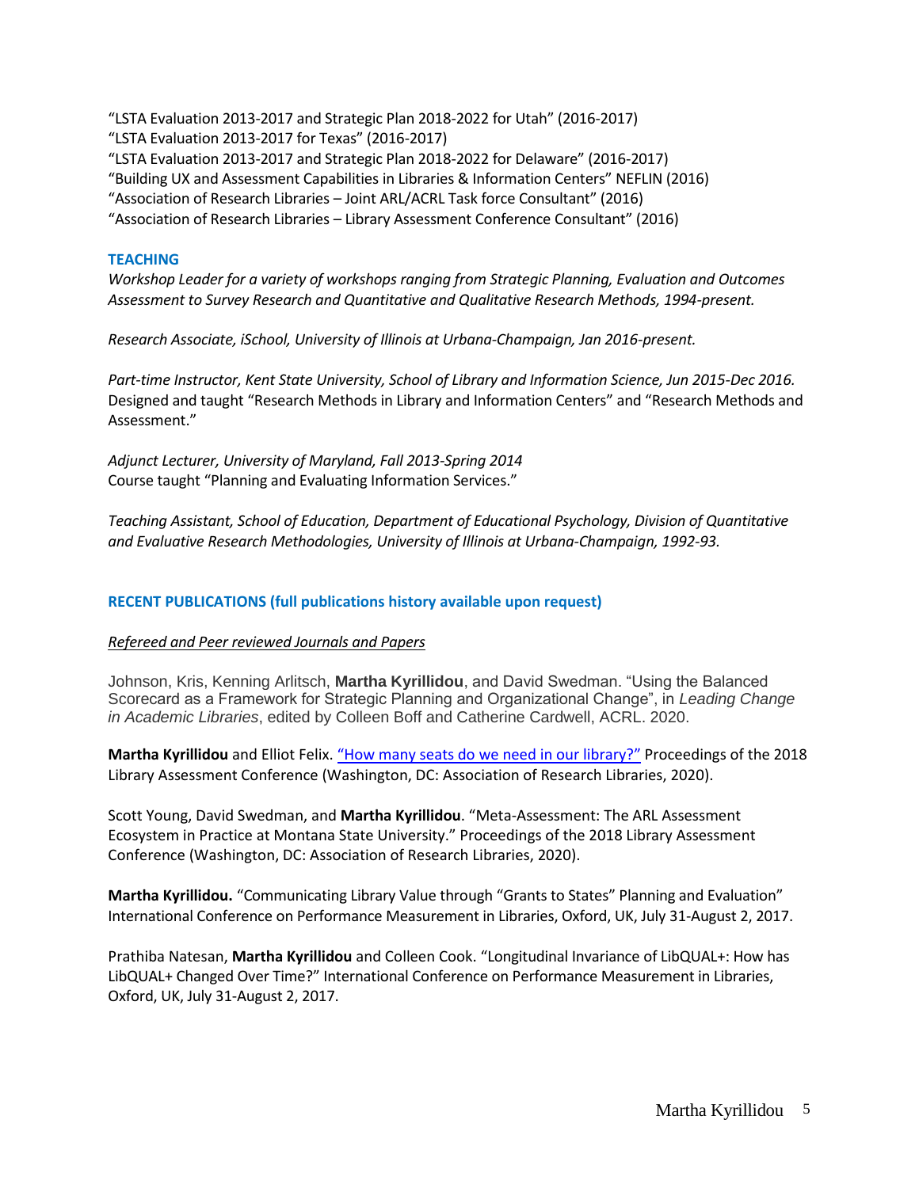"LSTA Evaluation 2013-2017 and Strategic Plan 2018-2022 for Utah" (2016-2017)
"LSTA Evaluation 2013-2017 for Texas" (2016-2017)
"LSTA Evaluation 2013-2017 and Strategic Plan 2018-2022 for Delaware" (2016-2017)
"Building UX and Assessment Capabilities in Libraries & Information Centers" NEFLIN (2016)
"Association of Research Libraries – Joint ARL/ACRL Task force Consultant" (2016)
"Association of Research Libraries – Library Assessment Conference Consultant" (2016)

## TEACHING

*Workshop Leader for a variety of workshops ranging from Strategic Planning, Evaluation and Outcomes Assessment to Survey Research and Quantitative and Qualitative Research Methods, 1994-present.*

*Research Associate, iSchool, University of Illinois at Urbana-Champaign, Jan 2016-present.*

*Part-time Instructor, Kent State University, School of Library and Information Science, Jun 2015-Dec 2016.*
Designed and taught "Research Methods in Library and Information Centers" and "Research Methods and Assessment."

*Adjunct Lecturer, University of Maryland, Fall 2013-Spring 2014*
Course taught "Planning and Evaluating Information Services."

*Teaching Assistant, School of Education, Department of Educational Psychology, Division of Quantitative and Evaluative Research Methodologies, University of Illinois at Urbana-Champaign, 1992-93.*

## RECENT PUBLICATIONS (full publications history available upon request)

### Refereed and Peer reviewed Journals and Papers

Johnson, Kris, Kenning Arlitsch, **Martha Kyrillidou**, and David Swedman. "Using the Balanced Scorecard as a Framework for Strategic Planning and Organizational Change", in *Leading Change in Academic Libraries*, edited by Colleen Boff and Catherine Cardwell, ACRL. 2020.

**Martha Kyrillidou** and Elliot Felix. "How many seats do we need in our library?" Proceedings of the 2018 Library Assessment Conference (Washington, DC: Association of Research Libraries, 2020).

Scott Young, David Swedman, and **Martha Kyrillidou**. "Meta-Assessment: The ARL Assessment Ecosystem in Practice at Montana State University." Proceedings of the 2018 Library Assessment Conference (Washington, DC: Association of Research Libraries, 2020).

**Martha Kyrillidou.** "Communicating Library Value through "Grants to States" Planning and Evaluation" International Conference on Performance Measurement in Libraries, Oxford, UK, July 31-August 2, 2017.

Prathiba Natesan, **Martha Kyrillidou** and Colleen Cook. "Longitudinal Invariance of LibQUAL+: How has LibQUAL+ Changed Over Time?" International Conference on Performance Measurement in Libraries, Oxford, UK, July 31-August 2, 2017.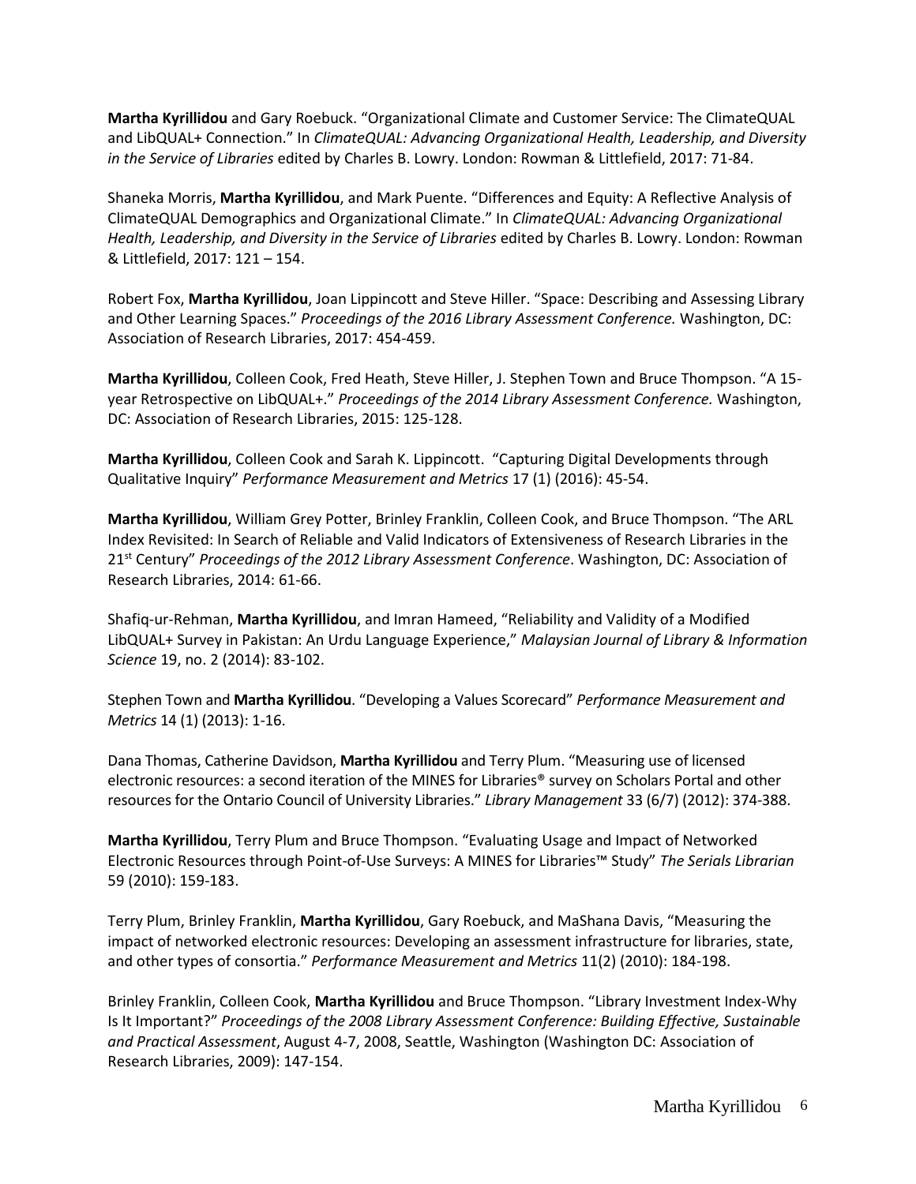**Martha Kyrillidou** and Gary Roebuck. "Organizational Climate and Customer Service: The ClimateQUAL and LibQUAL+ Connection." In *ClimateQUAL: Advancing Organizational Health, Leadership, and Diversity in the Service of Libraries* edited by Charles B. Lowry. London: Rowman & Littlefield, 2017: 71-84.

Shaneka Morris, **Martha Kyrillidou**, and Mark Puente. "Differences and Equity: A Reflective Analysis of ClimateQUAL Demographics and Organizational Climate." In *ClimateQUAL: Advancing Organizational Health, Leadership, and Diversity in the Service of Libraries* edited by Charles B. Lowry. London: Rowman & Littlefield, 2017: 121 – 154.

Robert Fox, **Martha Kyrillidou**, Joan Lippincott and Steve Hiller. "Space: Describing and Assessing Library and Other Learning Spaces." *Proceedings of the 2016 Library Assessment Conference.* Washington, DC: Association of Research Libraries, 2017: 454-459.

**Martha Kyrillidou**, Colleen Cook, Fred Heath, Steve Hiller, J. Stephen Town and Bruce Thompson. "A 15-year Retrospective on LibQUAL+." *Proceedings of the 2014 Library Assessment Conference.* Washington, DC: Association of Research Libraries, 2015: 125-128.

**Martha Kyrillidou**, Colleen Cook and Sarah K. Lippincott. "Capturing Digital Developments through Qualitative Inquiry" *Performance Measurement and Metrics* 17 (1) (2016): 45-54.

**Martha Kyrillidou**, William Grey Potter, Brinley Franklin, Colleen Cook, and Bruce Thompson. "The ARL Index Revisited: In Search of Reliable and Valid Indicators of Extensiveness of Research Libraries in the 21st Century" *Proceedings of the 2012 Library Assessment Conference*. Washington, DC: Association of Research Libraries, 2014: 61-66.

Shafiq-ur-Rehman, **Martha Kyrillidou**, and Imran Hameed, "Reliability and Validity of a Modified LibQUAL+ Survey in Pakistan: An Urdu Language Experience," *Malaysian Journal of Library & Information Science* 19, no. 2 (2014): 83-102.

Stephen Town and **Martha Kyrillidou**. "Developing a Values Scorecard" *Performance Measurement and Metrics* 14 (1) (2013): 1-16.

Dana Thomas, Catherine Davidson, **Martha Kyrillidou** and Terry Plum. "Measuring use of licensed electronic resources: a second iteration of the MINES for Libraries® survey on Scholars Portal and other resources for the Ontario Council of University Libraries." *Library Management* 33 (6/7) (2012): 374-388.

**Martha Kyrillidou**, Terry Plum and Bruce Thompson. "Evaluating Usage and Impact of Networked Electronic Resources through Point-of-Use Surveys: A MINES for Libraries™ Study" *The Serials Librarian* 59 (2010): 159-183.

Terry Plum, Brinley Franklin, **Martha Kyrillidou**, Gary Roebuck, and MaShana Davis, "Measuring the impact of networked electronic resources: Developing an assessment infrastructure for libraries, state, and other types of consortia." *Performance Measurement and Metrics* 11(2) (2010): 184-198.

Brinley Franklin, Colleen Cook, **Martha Kyrillidou** and Bruce Thompson. "Library Investment Index-Why Is It Important?" *Proceedings of the 2008 Library Assessment Conference: Building Effective, Sustainable and Practical Assessment*, August 4-7, 2008, Seattle, Washington (Washington DC: Association of Research Libraries, 2009): 147-154.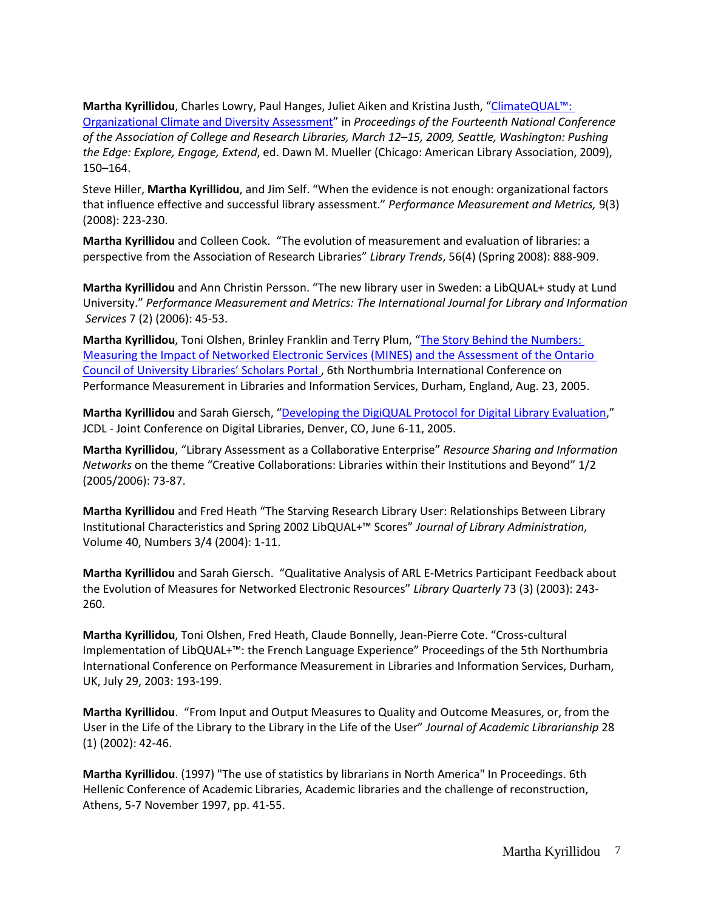**Martha Kyrillidou**, Charles Lowry, Paul Hanges, Juliet Aiken and Kristina Justh, "ClimateQUAL™: Organizational Climate and Diversity Assessment" in *Proceedings of the Fourteenth National Conference of the Association of College and Research Libraries, March 12–15, 2009, Seattle, Washington: Pushing the Edge: Explore, Engage, Extend*, ed. Dawn M. Mueller (Chicago: American Library Association, 2009), 150–164.

Steve Hiller, **Martha Kyrillidou**, and Jim Self. "When the evidence is not enough: organizational factors that influence effective and successful library assessment." *Performance Measurement and Metrics,* 9(3) (2008): 223-230.

**Martha Kyrillidou** and Colleen Cook. "The evolution of measurement and evaluation of libraries: a perspective from the Association of Research Libraries" *Library Trends*, 56(4) (Spring 2008): 888-909.

**Martha Kyrillidou** and Ann Christin Persson. "The new library user in Sweden: a LibQUAL+ study at Lund University." *Performance Measurement and Metrics: The International Journal for Library and Information Services* 7 (2) (2006): 45-53.

**Martha Kyrillidou**, Toni Olshen, Brinley Franklin and Terry Plum, "The Story Behind the Numbers: Measuring the Impact of Networked Electronic Services (MINES) and the Assessment of the Ontario Council of University Libraries' Scholars Portal , 6th Northumbria International Conference on Performance Measurement in Libraries and Information Services, Durham, England, Aug. 23, 2005.

**Martha Kyrillidou** and Sarah Giersch, "Developing the DigiQUAL Protocol for Digital Library Evaluation," JCDL - Joint Conference on Digital Libraries, Denver, CO, June 6-11, 2005.

**Martha Kyrillidou**, "Library Assessment as a Collaborative Enterprise" *Resource Sharing and Information Networks* on the theme "Creative Collaborations: Libraries within their Institutions and Beyond" 1/2 (2005/2006): 73-87.

**Martha Kyrillidou** and Fred Heath "The Starving Research Library User: Relationships Between Library Institutional Characteristics and Spring 2002 LibQUAL+™ Scores" *Journal of Library Administration*, Volume 40, Numbers 3/4 (2004): 1-11.

**Martha Kyrillidou** and Sarah Giersch. "Qualitative Analysis of ARL E-Metrics Participant Feedback about the Evolution of Measures for Networked Electronic Resources" *Library Quarterly* 73 (3) (2003): 243-260.

**Martha Kyrillidou**, Toni Olshen, Fred Heath, Claude Bonnelly, Jean-Pierre Cote. "Cross-cultural Implementation of LibQUAL+™: the French Language Experience" Proceedings of the 5th Northumbria International Conference on Performance Measurement in Libraries and Information Services, Durham, UK, July 29, 2003: 193-199.

**Martha Kyrillidou**. "From Input and Output Measures to Quality and Outcome Measures, or, from the User in the Life of the Library to the Library in the Life of the User" *Journal of Academic Librarianship* 28 (1) (2002): 42-46.

**Martha Kyrillidou**. (1997) "The use of statistics by librarians in North America" In Proceedings. 6th Hellenic Conference of Academic Libraries, Academic libraries and the challenge of reconstruction, Athens, 5-7 November 1997, pp. 41-55.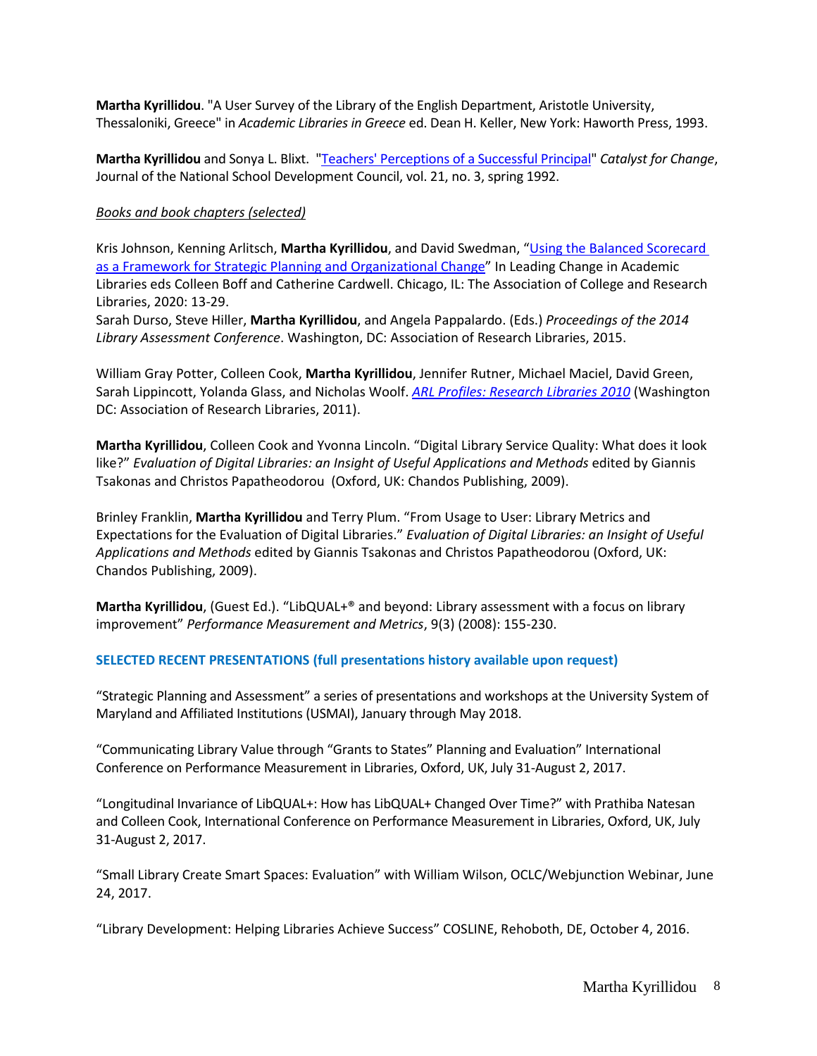**Martha Kyrillidou**. "A User Survey of the Library of the English Department, Aristotle University, Thessaloniki, Greece" in *Academic Libraries in Greece* ed. Dean H. Keller, New York: Haworth Press, 1993.

**Martha Kyrillidou** and Sonya L. Blixt. "Teachers' Perceptions of a Successful Principal" *Catalyst for Change*, Journal of the National School Development Council, vol. 21, no. 3, spring 1992.

*Books and book chapters (selected)*

Kris Johnson, Kenning Arlitsch, **Martha Kyrillidou**, and David Swedman, "Using the Balanced Scorecard as a Framework for Strategic Planning and Organizational Change" In Leading Change in Academic Libraries eds Colleen Boff and Catherine Cardwell. Chicago, IL: The Association of College and Research Libraries, 2020: 13-29.

Sarah Durso, Steve Hiller, **Martha Kyrillidou**, and Angela Pappalardo. (Eds.) *Proceedings of the 2014 Library Assessment Conference*. Washington, DC: Association of Research Libraries, 2015.

William Gray Potter, Colleen Cook, **Martha Kyrillidou**, Jennifer Rutner, Michael Maciel, David Green, Sarah Lippincott, Yolanda Glass, and Nicholas Woolf. *ARL Profiles: Research Libraries 2010* (Washington DC: Association of Research Libraries, 2011).

**Martha Kyrillidou**, Colleen Cook and Yvonna Lincoln. "Digital Library Service Quality: What does it look like?" *Evaluation of Digital Libraries: an Insight of Useful Applications and Methods* edited by Giannis Tsakonas and Christos Papatheodorou (Oxford, UK: Chandos Publishing, 2009).

Brinley Franklin, **Martha Kyrillidou** and Terry Plum. "From Usage to User: Library Metrics and Expectations for the Evaluation of Digital Libraries." *Evaluation of Digital Libraries: an Insight of Useful Applications and Methods* edited by Giannis Tsakonas and Christos Papatheodorou (Oxford, UK: Chandos Publishing, 2009).

**Martha Kyrillidou**, (Guest Ed.). "LibQUAL+® and beyond: Library assessment with a focus on library improvement" *Performance Measurement and Metrics*, 9(3) (2008): 155-230.

## SELECTED RECENT PRESENTATIONS (full presentations history available upon request)

"Strategic Planning and Assessment" a series of presentations and workshops at the University System of Maryland and Affiliated Institutions (USMAI), January through May 2018.

"Communicating Library Value through "Grants to States" Planning and Evaluation" International Conference on Performance Measurement in Libraries, Oxford, UK, July 31-August 2, 2017.

"Longitudinal Invariance of LibQUAL+: How has LibQUAL+ Changed Over Time?" with Prathiba Natesan and Colleen Cook, International Conference on Performance Measurement in Libraries, Oxford, UK, July 31-August 2, 2017.

"Small Library Create Smart Spaces: Evaluation" with William Wilson, OCLC/Webjunction Webinar, June 24, 2017.

"Library Development: Helping Libraries Achieve Success" COSLINE, Rehoboth, DE, October 4, 2016.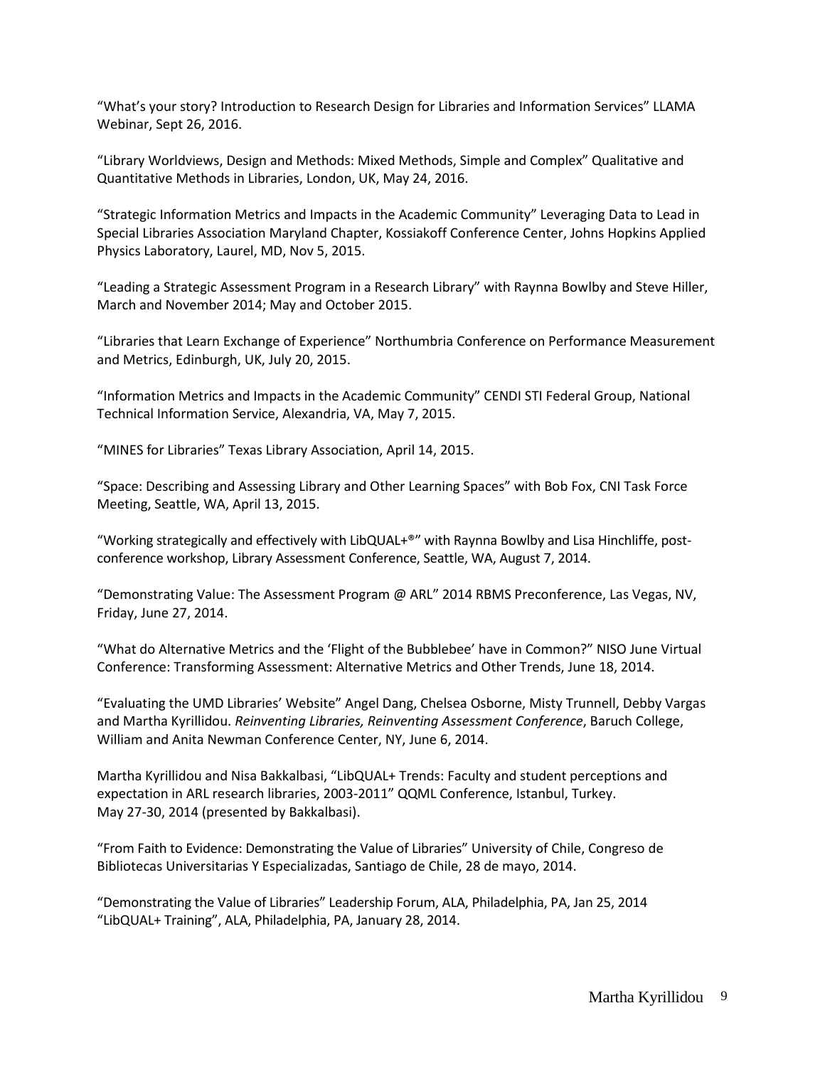"What's your story? Introduction to Research Design for Libraries and Information Services" LLAMA Webinar, Sept 26, 2016.

"Library Worldviews, Design and Methods: Mixed Methods, Simple and Complex" Qualitative and Quantitative Methods in Libraries, London, UK, May 24, 2016.

"Strategic Information Metrics and Impacts in the Academic Community" Leveraging Data to Lead in Special Libraries Association Maryland Chapter, Kossiakoff Conference Center, Johns Hopkins Applied Physics Laboratory, Laurel, MD, Nov 5, 2015.

"Leading a Strategic Assessment Program in a Research Library" with Raynna Bowlby and Steve Hiller, March and November 2014; May and October 2015.

"Libraries that Learn Exchange of Experience" Northumbria Conference on Performance Measurement and Metrics, Edinburgh, UK, July 20, 2015.

"Information Metrics and Impacts in the Academic Community" CENDI STI Federal Group, National Technical Information Service, Alexandria, VA, May 7, 2015.

"MINES for Libraries" Texas Library Association, April 14, 2015.

"Space: Describing and Assessing Library and Other Learning Spaces" with Bob Fox, CNI Task Force Meeting, Seattle, WA, April 13, 2015.

"Working strategically and effectively with LibQUAL+®" with Raynna Bowlby and Lisa Hinchliffe, post-conference workshop, Library Assessment Conference, Seattle, WA, August 7, 2014.

"Demonstrating Value: The Assessment Program @ ARL" 2014 RBMS Preconference, Las Vegas, NV, Friday, June 27, 2014.

"What do Alternative Metrics and the 'Flight of the Bubblebee' have in Common?" NISO June Virtual Conference: Transforming Assessment: Alternative Metrics and Other Trends, June 18, 2014.

"Evaluating the UMD Libraries' Website" Angel Dang, Chelsea Osborne, Misty Trunnell, Debby Vargas and Martha Kyrillidou. *Reinventing Libraries, Reinventing Assessment Conference*, Baruch College, William and Anita Newman Conference Center, NY, June 6, 2014.

Martha Kyrillidou and Nisa Bakkalbasi, "LibQUAL+ Trends: Faculty and student perceptions and expectation in ARL research libraries, 2003-2011" QQML Conference, Istanbul, Turkey. May 27-30, 2014 (presented by Bakkalbasi).

"From Faith to Evidence: Demonstrating the Value of Libraries" University of Chile, Congreso de Bibliotecas Universitarias Y Especializadas, Santiago de Chile, 28 de mayo, 2014.

"Demonstrating the Value of Libraries" Leadership Forum, ALA, Philadelphia, PA, Jan 25, 2014
"LibQUAL+ Training", ALA, Philadelphia, PA, January 28, 2014.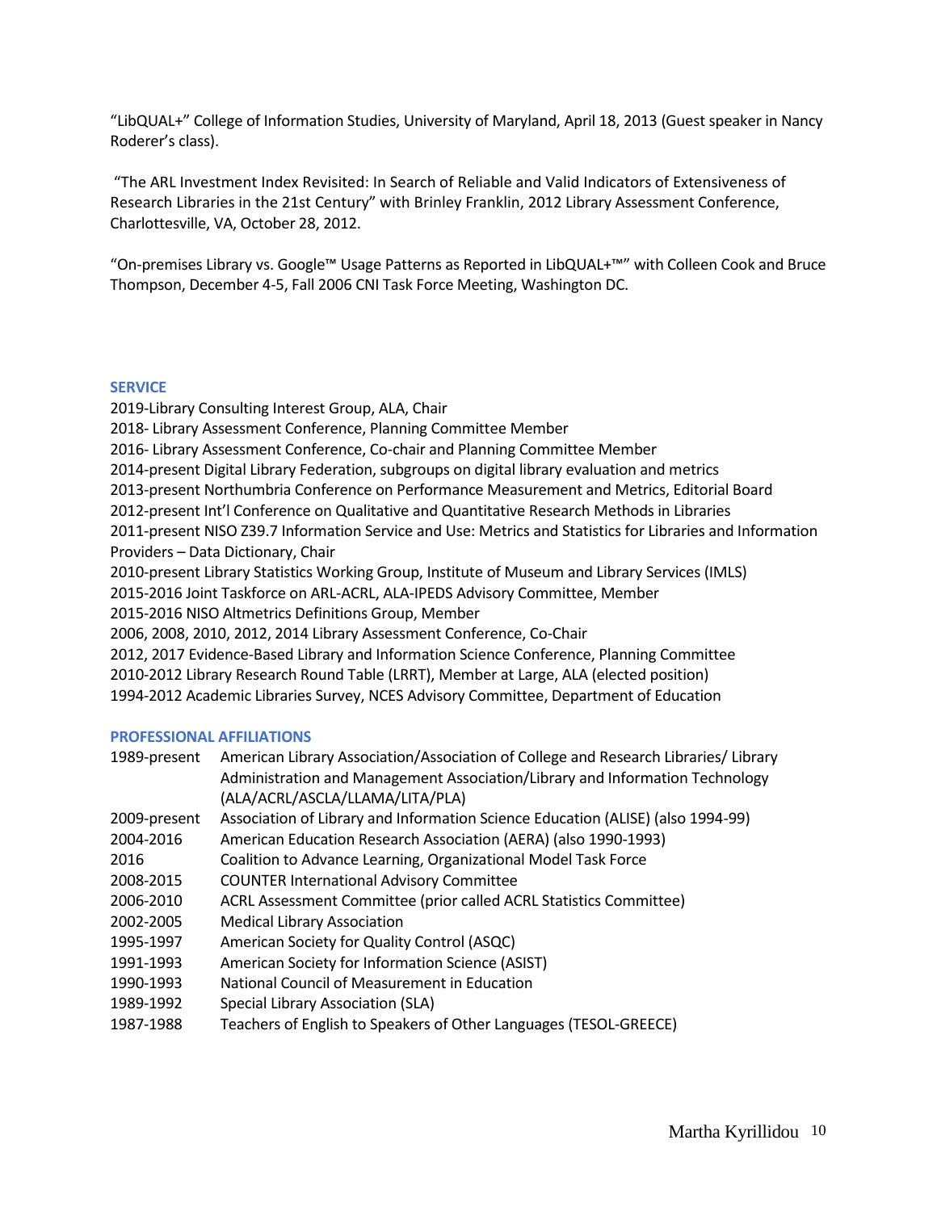"LibQUAL+" College of Information Studies, University of Maryland, April 18, 2013 (Guest speaker in Nancy Roderer's class).

"The ARL Investment Index Revisited: In Search of Reliable and Valid Indicators of Extensiveness of Research Libraries in the 21st Century" with Brinley Franklin, 2012 Library Assessment Conference, Charlottesville, VA, October 28, 2012.

"On-premises Library vs. Google™ Usage Patterns as Reported in LibQUAL+™" with Colleen Cook and Bruce Thompson, December 4-5, Fall 2006 CNI Task Force Meeting, Washington DC.

## SERVICE

2019-Library Consulting Interest Group, ALA, Chair
2018- Library Assessment Conference, Planning Committee Member
2016- Library Assessment Conference, Co-chair and Planning Committee Member
2014-present Digital Library Federation, subgroups on digital library evaluation and metrics
2013-present Northumbria Conference on Performance Measurement and Metrics, Editorial Board
2012-present Int'l Conference on Qualitative and Quantitative Research Methods in Libraries
2011-present NISO Z39.7 Information Service and Use: Metrics and Statistics for Libraries and Information Providers – Data Dictionary, Chair
2010-present Library Statistics Working Group, Institute of Museum and Library Services (IMLS)
2015-2016 Joint Taskforce on ARL-ACRL, ALA-IPEDS Advisory Committee, Member
2015-2016 NISO Altmetrics Definitions Group, Member
2006, 2008, 2010, 2012, 2014 Library Assessment Conference, Co-Chair
2012, 2017 Evidence-Based Library and Information Science Conference, Planning Committee
2010-2012 Library Research Round Table (LRRT), Member at Large, ALA (elected position)
1994-2012 Academic Libraries Survey, NCES Advisory Committee, Department of Education

## PROFESSIONAL AFFILIATIONS

| | |
|---|---|
| 1989-present | American Library Association/Association of College and Research Libraries/ Library Administration and Management Association/Library and Information Technology (ALA/ACRL/ASCLA/LLAMA/LITA/PLA) |
| 2009-present | Association of Library and Information Science Education (ALISE) (also 1994-99) |
| 2004-2016 | American Education Research Association (AERA) (also 1990-1993) |
| 2016 | Coalition to Advance Learning, Organizational Model Task Force |
| 2008-2015 | COUNTER International Advisory Committee |
| 2006-2010 | ACRL Assessment Committee (prior called ACRL Statistics Committee) |
| 2002-2005 | Medical Library Association |
| 1995-1997 | American Society for Quality Control (ASQC) |
| 1991-1993 | American Society for Information Science (ASIST) |
| 1990-1993 | National Council of Measurement in Education |
| 1989-1992 | Special Library Association (SLA) |
| 1987-1988 | Teachers of English to Speakers of Other Languages (TESOL-GREECE) |